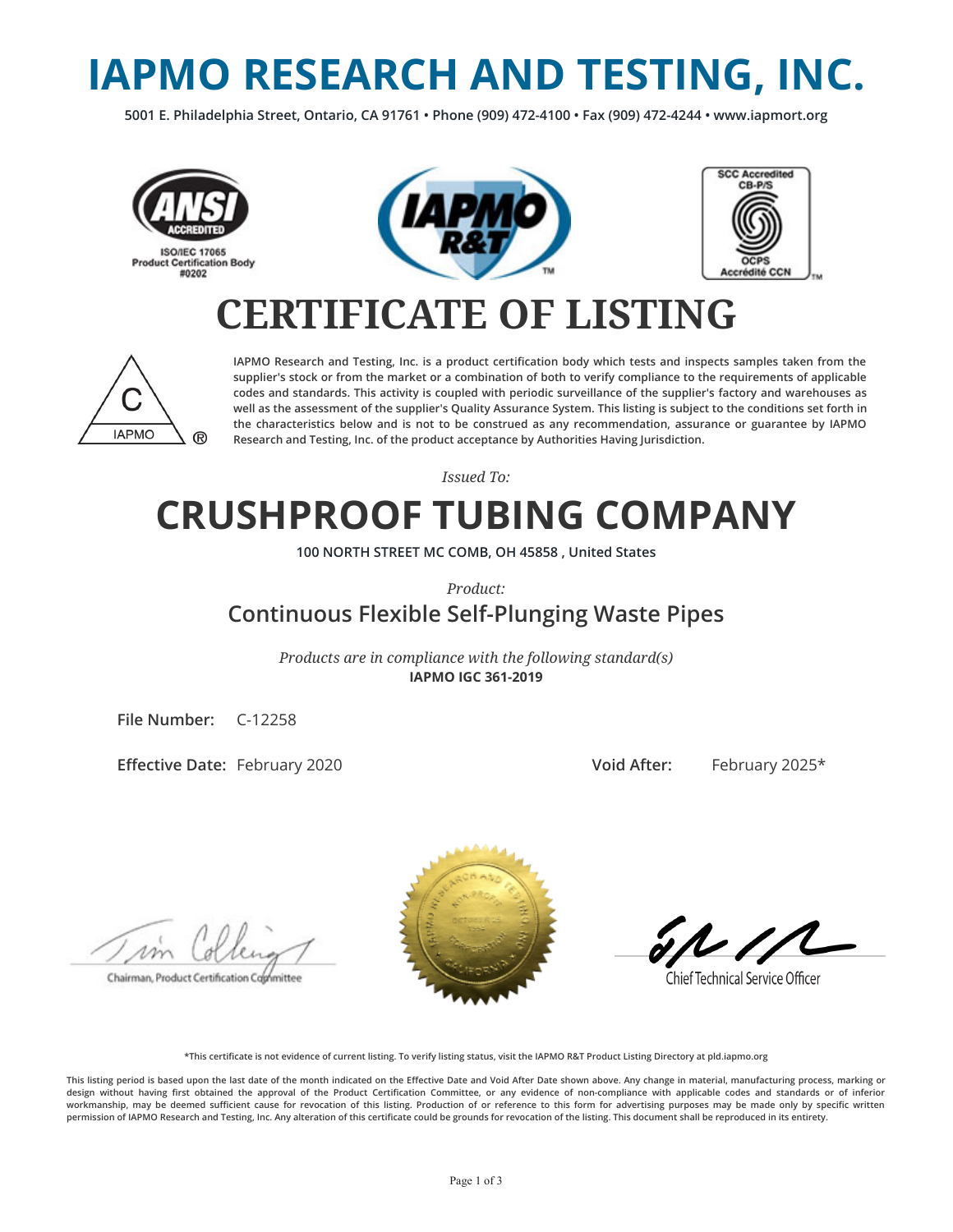# IAPMO RESEARCH AND TESTING, INC.

**5001 E. Philadelphia Street, Ontario, CA 91761 • Phone (909) 472-4100 • Fax (909) 472-4244 • www.iapmort.org**

ANSI ACCREDITED
ISO/IEC 17065
Product Certification Body
#0202

SCC Accredited
CB-P/S
OCPS
Accrédité CCN

# CERTIFICATE OF LISTING

**IAPMO Research and Testing, Inc. is a product certification body which tests and inspects samples taken from the supplier's stock or from the market or a combination of both to verify compliance to the requirements of applicable codes and standards. This activity is coupled with periodic surveillance of the supplier's factory and warehouses as well as the assessment of the supplier's Quality Assurance System. This listing is subject to the conditions set forth in the characteristics below and is not to be construed as any recommendation, assurance or guarantee by IAPMO Research and Testing, Inc. of the product acceptance by Authorities Having Jurisdiction.**

*Issued To:*

# CRUSHPROOF TUBING COMPANY

**100 NORTH STREET MC COMB, OH 45858 , United States**

*Product:*

## Continuous Flexible Self-Plunging Waste Pipes

*Products are in compliance with the following standard(s)*
**IAPMO IGC 361-2019**

**File Number:** C-12258

**Effective Date:** February 2020 **Void After:** February 2025*

Chairman, Product Certification Committee

Chief Technical Service Officer

**\*This certificate is not evidence of current listing. To verify listing status, visit the IAPMO R&T Product Listing Directory at pld.iapmo.org**

**This listing period is based upon the last date of the month indicated on the Effective Date and Void After Date shown above. Any change in material, manufacturing process, marking or design without having first obtained the approval of the Product Certification Committee, or any evidence of non-compliance with applicable codes and standards or of inferior workmanship, may be deemed sufficient cause for revocation of this listing. Production of or reference to this form for advertising purposes may be made only by specific written permission of IAPMO Research and Testing, Inc. Any alteration of this certificate could be grounds for revocation of the listing. This document shall be reproduced in its entirety.**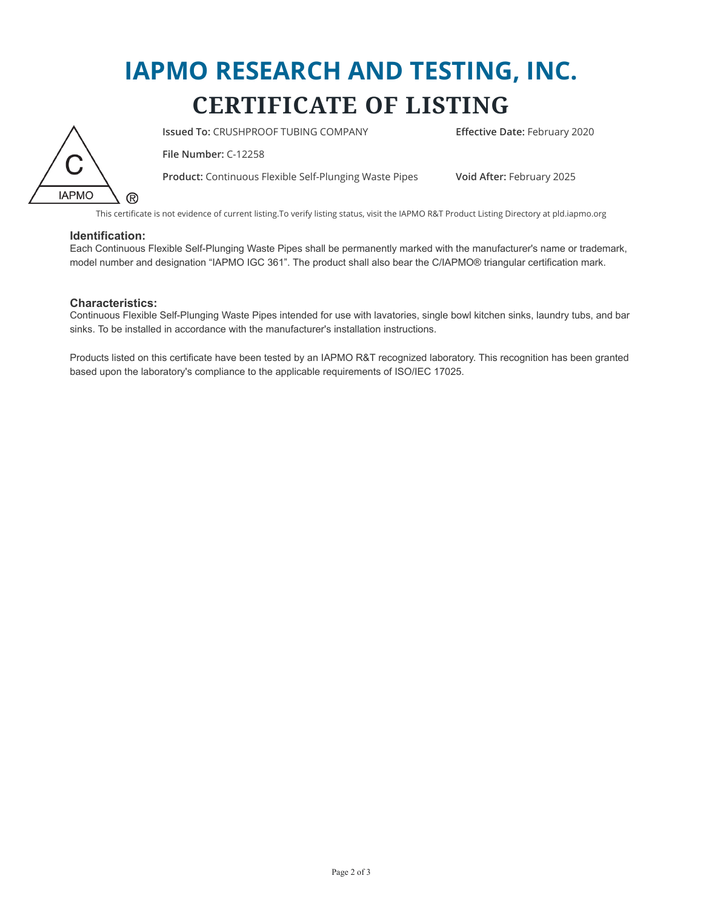# IAPMO RESEARCH AND TESTING, INC.

## CERTIFICATE OF LISTING

**Issued To:** CRUSHPROOF TUBING COMPANY

**Effective Date:** February 2020

**File Number:** C-12258

**Product:** Continuous Flexible Self-Plunging Waste Pipes

**Void After:** February 2025

This certificate is not evidence of current listing.To verify listing status, visit the IAPMO R&T Product Listing Directory at pld.iapmo.org

### Identification:

Each Continuous Flexible Self-Plunging Waste Pipes shall be permanently marked with the manufacturer's name or trademark, model number and designation "IAPMO IGC 361". The product shall also bear the C/IAPMO® triangular certification mark.

### Characteristics:

Continuous Flexible Self-Plunging Waste Pipes intended for use with lavatories, single bowl kitchen sinks, laundry tubs, and bar sinks. To be installed in accordance with the manufacturer's installation instructions.

Products listed on this certificate have been tested by an IAPMO R&T recognized laboratory. This recognition has been granted based upon the laboratory's compliance to the applicable requirements of ISO/IEC 17025.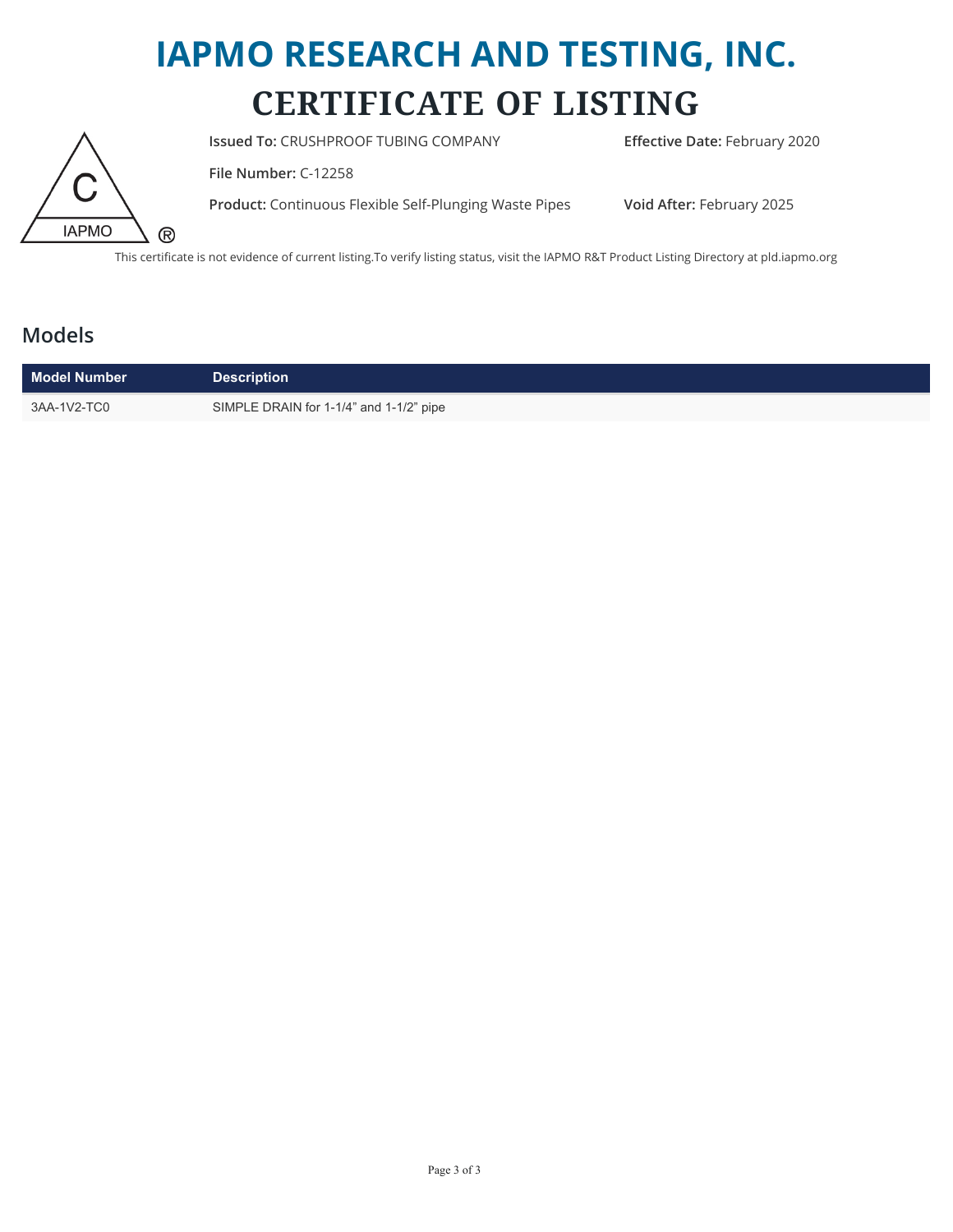# IAPMO RESEARCH AND TESTING, INC.

# CERTIFICATE OF LISTING

C
IAPMO ®

**Issued To:** CRUSHPROOF TUBING COMPANY

**Effective Date:** February 2020

**File Number:** C-12258

**Product:** Continuous Flexible Self-Plunging Waste Pipes

**Void After:** February 2025

This certificate is not evidence of current listing.To verify listing status, visit the IAPMO R&T Product Listing Directory at pld.iapmo.org

## Models

| Model Number | Description |
|---|---|
| 3AA-1V2-TC0 | SIMPLE DRAIN for 1-1/4" and 1-1/2" pipe |